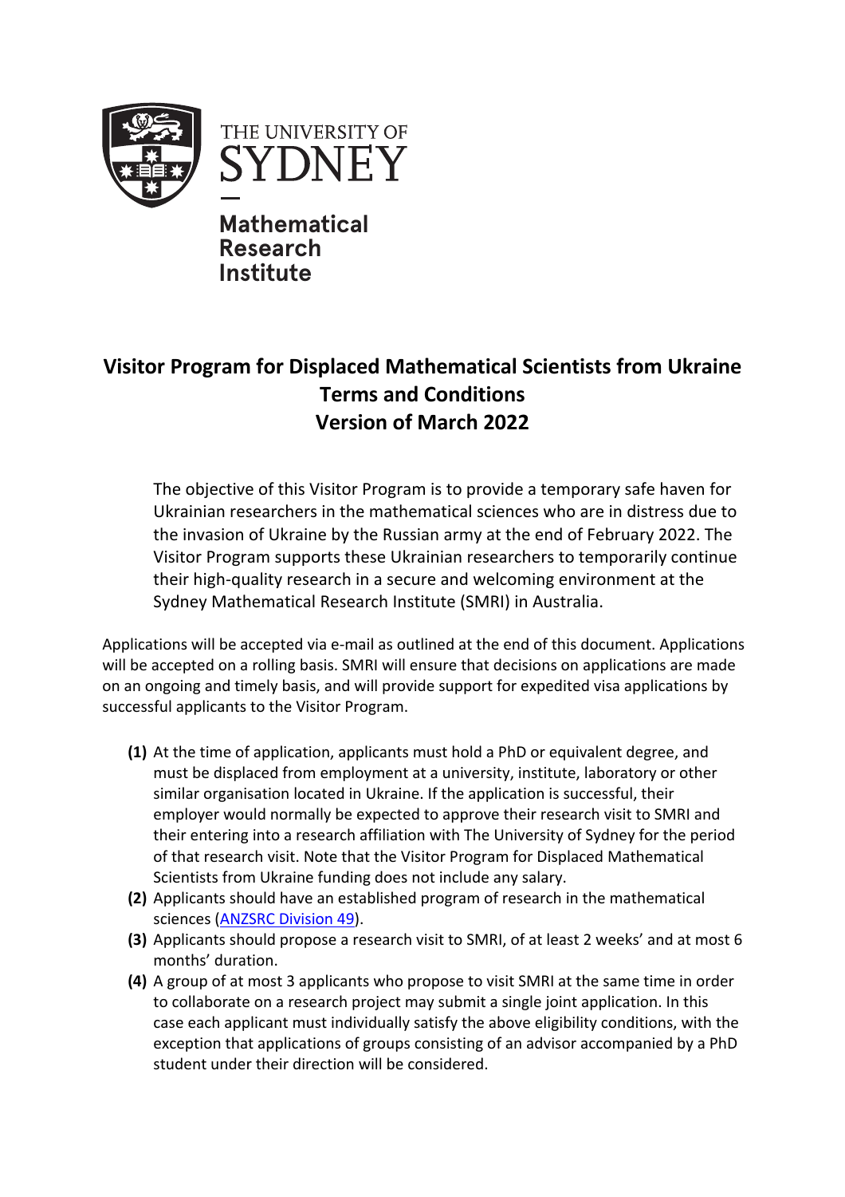THE UNIVERSITY OF SYDNEY

**Mathematical Research Institute**

# Visitor Program for Displaced Mathematical Scientists from Ukraine
# Terms and Conditions
# Version of March 2022

The objective of this Visitor Program is to provide a temporary safe haven for Ukrainian researchers in the mathematical sciences who are in distress due to the invasion of Ukraine by the Russian army at the end of February 2022. The Visitor Program supports these Ukrainian researchers to temporarily continue their high-quality research in a secure and welcoming environment at the Sydney Mathematical Research Institute (SMRI) in Australia.

Applications will be accepted via e-mail as outlined at the end of this document. Applications will be accepted on a rolling basis. SMRI will ensure that decisions on applications are made on an ongoing and timely basis, and will provide support for expedited visa applications by successful applicants to the Visitor Program.

**(1)** At the time of application, applicants must hold a PhD or equivalent degree, and must be displaced from employment at a university, institute, laboratory or other similar organisation located in Ukraine. If the application is successful, their employer would normally be expected to approve their research visit to SMRI and their entering into a research affiliation with The University of Sydney for the period of that research visit. Note that the Visitor Program for Displaced Mathematical Scientists from Ukraine funding does not include any salary.

**(2)** Applicants should have an established program of research in the mathematical sciences (ANZSRC Division 49).

**(3)** Applicants should propose a research visit to SMRI, of at least 2 weeks' and at most 6 months' duration.

**(4)** A group of at most 3 applicants who propose to visit SMRI at the same time in order to collaborate on a research project may submit a single joint application. In this case each applicant must individually satisfy the above eligibility conditions, with the exception that applications of groups consisting of an advisor accompanied by a PhD student under their direction will be considered.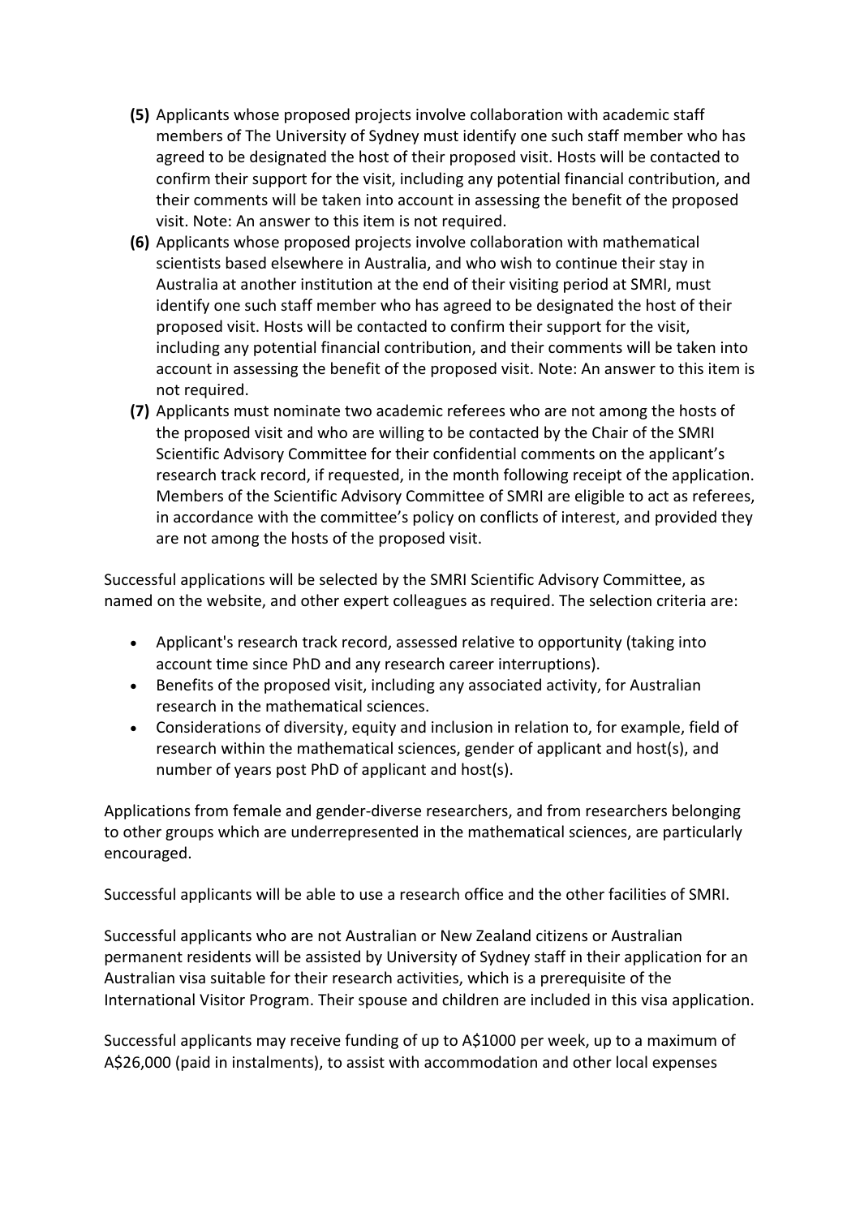**(5)** Applicants whose proposed projects involve collaboration with academic staff members of The University of Sydney must identify one such staff member who has agreed to be designated the host of their proposed visit. Hosts will be contacted to confirm their support for the visit, including any potential financial contribution, and their comments will be taken into account in assessing the benefit of the proposed visit. Note: An answer to this item is not required.

**(6)** Applicants whose proposed projects involve collaboration with mathematical scientists based elsewhere in Australia, and who wish to continue their stay in Australia at another institution at the end of their visiting period at SMRI, must identify one such staff member who has agreed to be designated the host of their proposed visit. Hosts will be contacted to confirm their support for the visit, including any potential financial contribution, and their comments will be taken into account in assessing the benefit of the proposed visit. Note: An answer to this item is not required.

**(7)** Applicants must nominate two academic referees who are not among the hosts of the proposed visit and who are willing to be contacted by the Chair of the SMRI Scientific Advisory Committee for their confidential comments on the applicant's research track record, if requested, in the month following receipt of the application. Members of the Scientific Advisory Committee of SMRI are eligible to act as referees, in accordance with the committee's policy on conflicts of interest, and provided they are not among the hosts of the proposed visit.

Successful applications will be selected by the SMRI Scientific Advisory Committee, as named on the website, and other expert colleagues as required. The selection criteria are:

- Applicant's research track record, assessed relative to opportunity (taking into account time since PhD and any research career interruptions).
- Benefits of the proposed visit, including any associated activity, for Australian research in the mathematical sciences.
- Considerations of diversity, equity and inclusion in relation to, for example, field of research within the mathematical sciences, gender of applicant and host(s), and number of years post PhD of applicant and host(s).

Applications from female and gender-diverse researchers, and from researchers belonging to other groups which are underrepresented in the mathematical sciences, are particularly encouraged.

Successful applicants will be able to use a research office and the other facilities of SMRI.

Successful applicants who are not Australian or New Zealand citizens or Australian permanent residents will be assisted by University of Sydney staff in their application for an Australian visa suitable for their research activities, which is a prerequisite of the International Visitor Program. Their spouse and children are included in this visa application.

Successful applicants may receive funding of up to A$1000 per week, up to a maximum of A$26,000 (paid in instalments), to assist with accommodation and other local expenses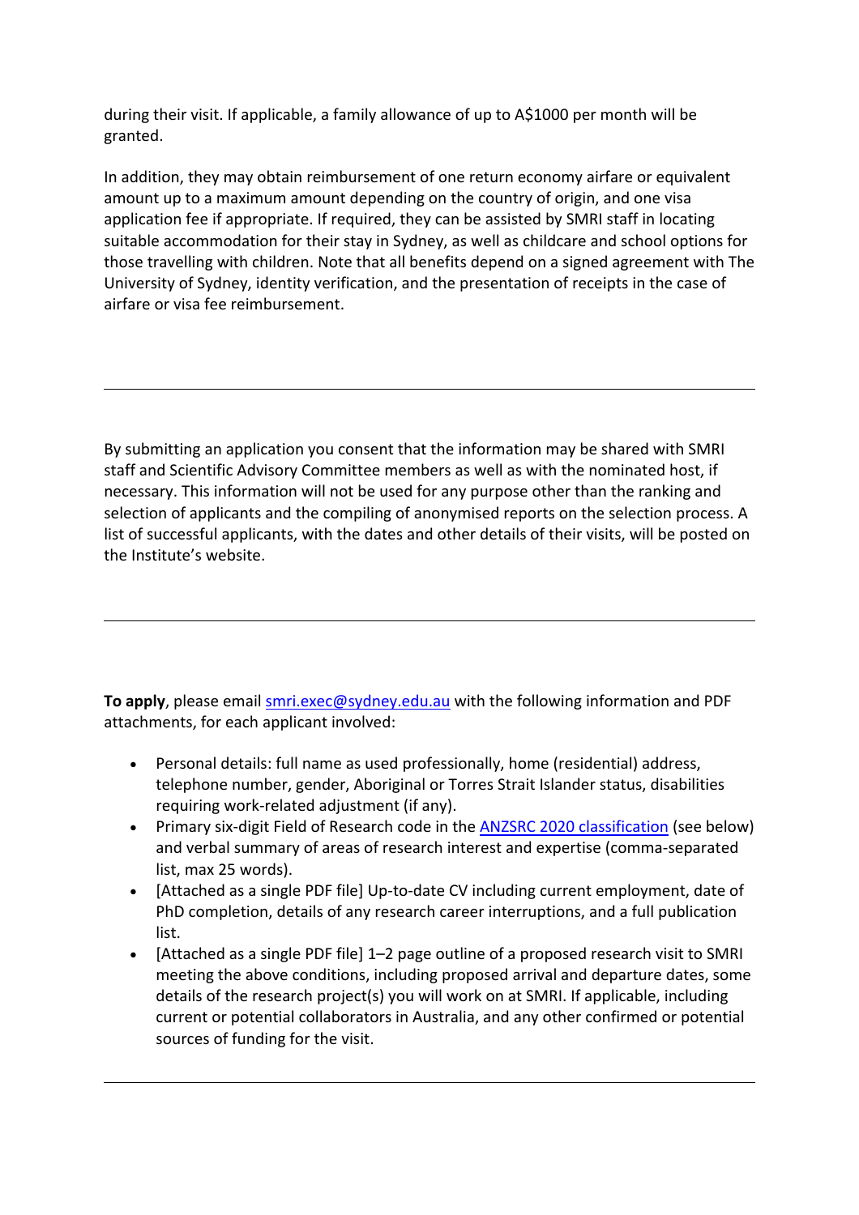during their visit. If applicable, a family allowance of up to A$1000 per month will be granted.

In addition, they may obtain reimbursement of one return economy airfare or equivalent amount up to a maximum amount depending on the country of origin, and one visa application fee if appropriate. If required, they can be assisted by SMRI staff in locating suitable accommodation for their stay in Sydney, as well as childcare and school options for those travelling with children. Note that all benefits depend on a signed agreement with The University of Sydney, identity verification, and the presentation of receipts in the case of airfare or visa fee reimbursement.

---

By submitting an application you consent that the information may be shared with SMRI staff and Scientific Advisory Committee members as well as with the nominated host, if necessary. This information will not be used for any purpose other than the ranking and selection of applicants and the compiling of anonymised reports on the selection process. A list of successful applicants, with the dates and other details of their visits, will be posted on the Institute's website.

---

**To apply**, please email [smri.exec@sydney.edu.au](mailto:smri.exec@sydney.edu.au) with the following information and PDF attachments, for each applicant involved:

- Personal details: full name as used professionally, home (residential) address, telephone number, gender, Aboriginal or Torres Strait Islander status, disabilities requiring work-related adjustment (if any).
- Primary six-digit Field of Research code in the ANZSRC 2020 classification (see below) and verbal summary of areas of research interest and expertise (comma-separated list, max 25 words).
- [Attached as a single PDF file] Up-to-date CV including current employment, date of PhD completion, details of any research career interruptions, and a full publication list.
- [Attached as a single PDF file] 1–2 page outline of a proposed research visit to SMRI meeting the above conditions, including proposed arrival and departure dates, some details of the research project(s) you will work on at SMRI. If applicable, including current or potential collaborators in Australia, and any other confirmed or potential sources of funding for the visit.

---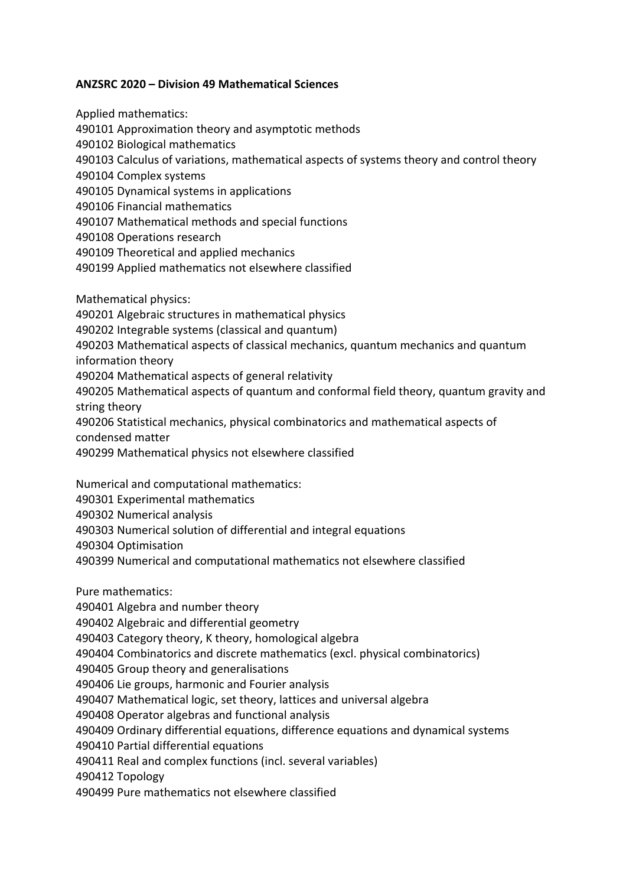**ANZSRC 2020 – Division 49 Mathematical Sciences**

Applied mathematics:
490101 Approximation theory and asymptotic methods
490102 Biological mathematics
490103 Calculus of variations, mathematical aspects of systems theory and control theory
490104 Complex systems
490105 Dynamical systems in applications
490106 Financial mathematics
490107 Mathematical methods and special functions
490108 Operations research
490109 Theoretical and applied mechanics
490199 Applied mathematics not elsewhere classified

Mathematical physics:
490201 Algebraic structures in mathematical physics
490202 Integrable systems (classical and quantum)
490203 Mathematical aspects of classical mechanics, quantum mechanics and quantum information theory
490204 Mathematical aspects of general relativity
490205 Mathematical aspects of quantum and conformal field theory, quantum gravity and string theory
490206 Statistical mechanics, physical combinatorics and mathematical aspects of condensed matter
490299 Mathematical physics not elsewhere classified

Numerical and computational mathematics:
490301 Experimental mathematics
490302 Numerical analysis
490303 Numerical solution of differential and integral equations
490304 Optimisation
490399 Numerical and computational mathematics not elsewhere classified

Pure mathematics:
490401 Algebra and number theory
490402 Algebraic and differential geometry
490403 Category theory, K theory, homological algebra
490404 Combinatorics and discrete mathematics (excl. physical combinatorics)
490405 Group theory and generalisations
490406 Lie groups, harmonic and Fourier analysis
490407 Mathematical logic, set theory, lattices and universal algebra
490408 Operator algebras and functional analysis
490409 Ordinary differential equations, difference equations and dynamical systems
490410 Partial differential equations
490411 Real and complex functions (incl. several variables)
490412 Topology
490499 Pure mathematics not elsewhere classified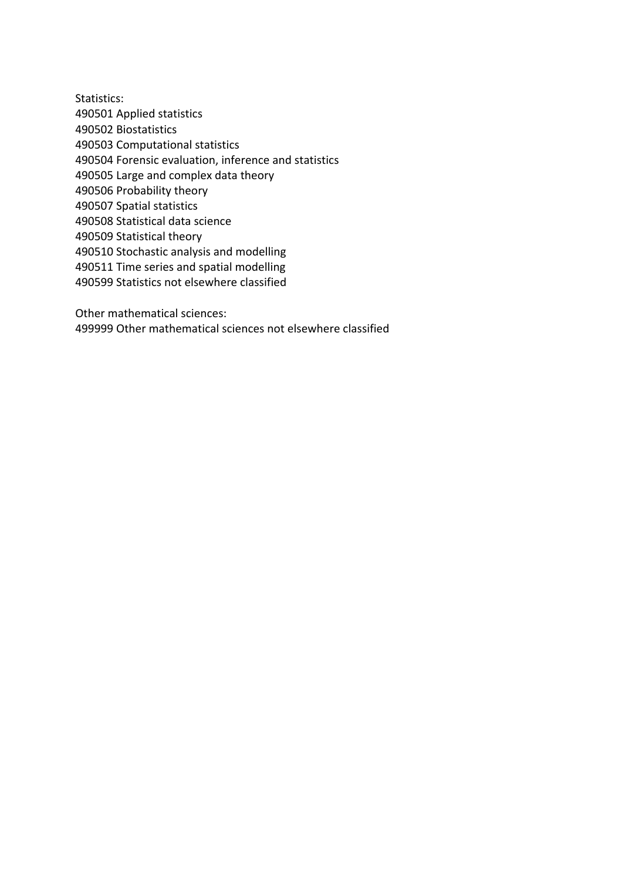Statistics:
490501 Applied statistics
490502 Biostatistics
490503 Computational statistics
490504 Forensic evaluation, inference and statistics
490505 Large and complex data theory
490506 Probability theory
490507 Spatial statistics
490508 Statistical data science
490509 Statistical theory
490510 Stochastic analysis and modelling
490511 Time series and spatial modelling
490599 Statistics not elsewhere classified

Other mathematical sciences:
499999 Other mathematical sciences not elsewhere classified